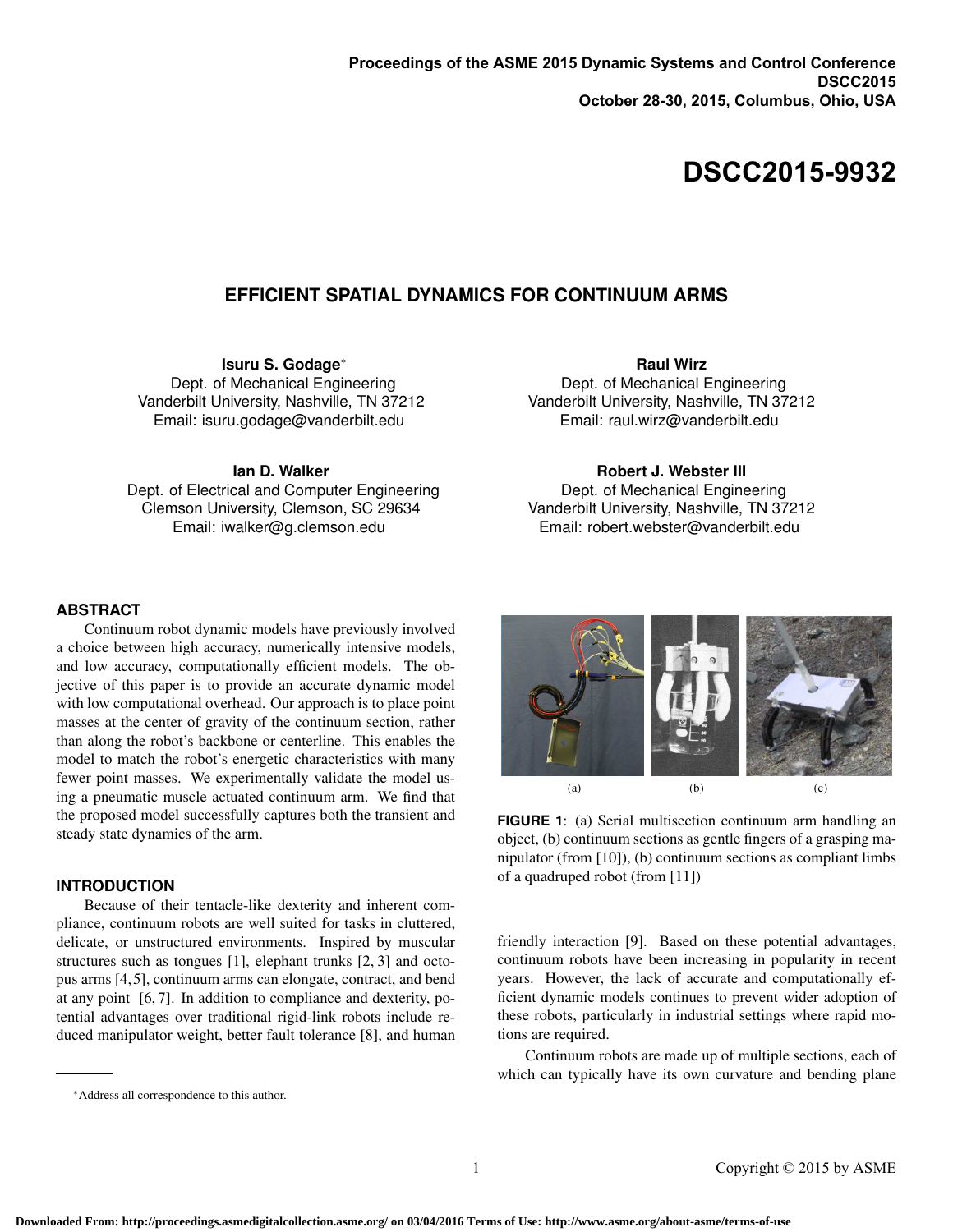Proceedings of the ASME 2015 Dynamic Systems and Control Conference
DSCC2015
October 28-30, 2015, Columbus, Ohio, USA

# DSCC2015-9932

## EFFICIENT SPATIAL DYNAMICS FOR CONTINUUM ARMS

**Isuru S. Godage***
Dept. of Mechanical Engineering
Vanderbilt University, Nashville, TN 37212
Email: isuru.godage@vanderbilt.edu

**Raul Wirz**
Dept. of Mechanical Engineering
Vanderbilt University, Nashville, TN 37212
Email: raul.wirz@vanderbilt.edu

**Ian D. Walker**
Dept. of Electrical and Computer Engineering
Clemson University, Clemson, SC 29634
Email: iwalker@g.clemson.edu

**Robert J. Webster III**
Dept. of Mechanical Engineering
Vanderbilt University, Nashville, TN 37212
Email: robert.webster@vanderbilt.edu

### ABSTRACT

Continuum robot dynamic models have previously involved a choice between high accuracy, numerically intensive models, and low accuracy, computationally efficient models. The objective of this paper is to provide an accurate dynamic model with low computational overhead. Our approach is to place point masses at the center of gravity of the continuum section, rather than along the robot's backbone or centerline. This enables the model to match the robot's energetic characteristics with many fewer point masses. We experimentally validate the model using a pneumatic muscle actuated continuum arm. We find that the proposed model successfully captures both the transient and steady state dynamics of the arm.

### INTRODUCTION

Because of their tentacle-like dexterity and inherent compliance, continuum robots are well suited for tasks in cluttered, delicate, or unstructured environments. Inspired by muscular structures such as tongues [1], elephant trunks [2, 3] and octopus arms [4, 5], continuum arms can elongate, contract, and bend at any point [6, 7]. In addition to compliance and dexterity, potential advantages over traditional rigid-link robots include reduced manipulator weight, better fault tolerance [8], and human friendly interaction [9]. Based on these potential advantages, continuum robots have been increasing in popularity in recent years. However, the lack of accurate and computationally efficient dynamic models continues to prevent wider adoption of these robots, particularly in industrial settings where rapid motions are required.

(a) (b) (c)

**FIGURE 1**: (a) Serial multisection continuum arm handling an object, (b) continuum sections as gentle fingers of a grasping manipulator (from [10]), (b) continuum sections as compliant limbs of a quadruped robot (from [11])

Continuum robots are made up of multiple sections, each of which can typically have its own curvature and bending plane

*Address all correspondence to this author.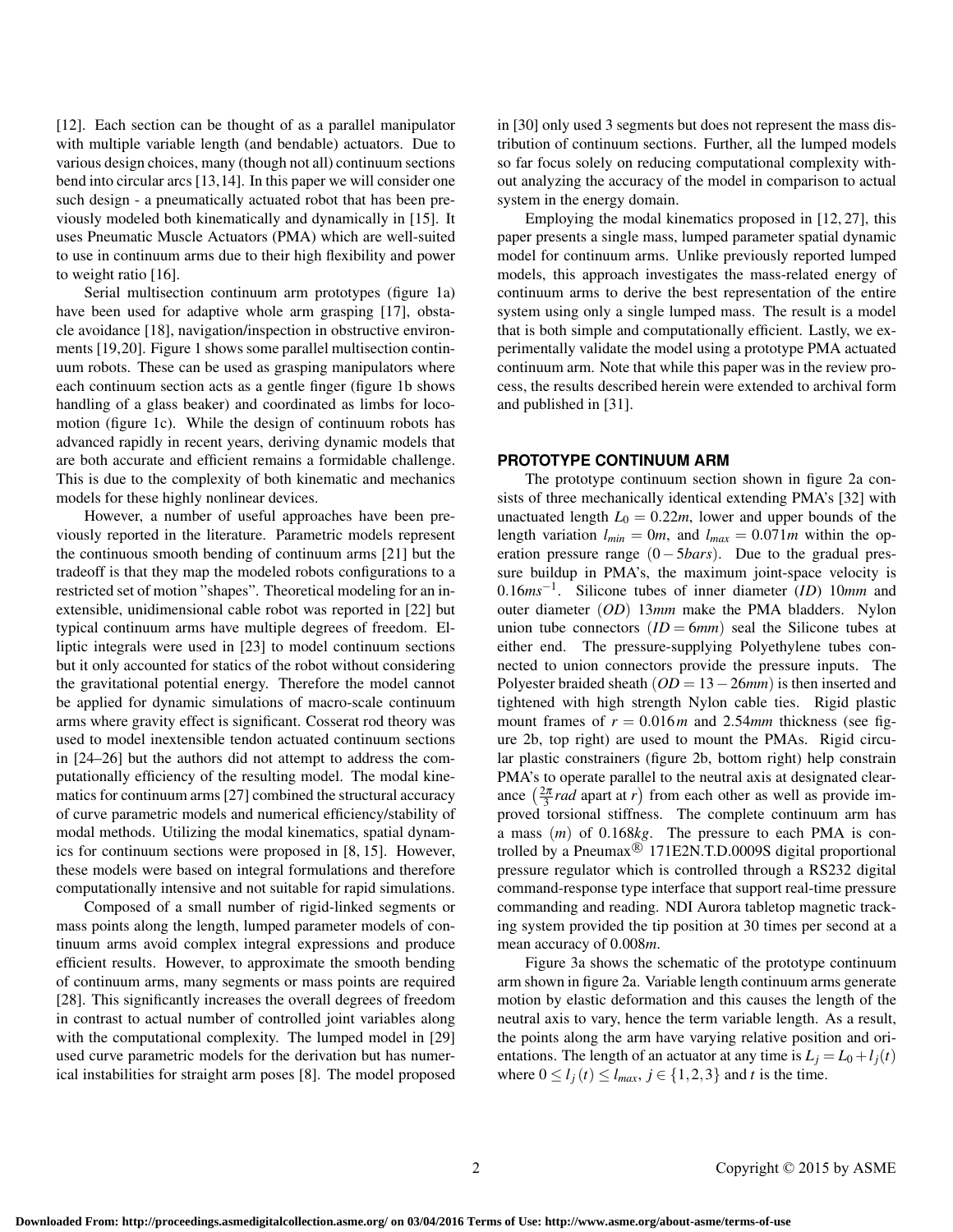[12]. Each section can be thought of as a parallel manipulator with multiple variable length (and bendable) actuators. Due to various design choices, many (though not all) continuum sections bend into circular arcs [13,14]. In this paper we will consider one such design - a pneumatically actuated robot that has been previously modeled both kinematically and dynamically in [15]. It uses Pneumatic Muscle Actuators (PMA) which are well-suited to use in continuum arms due to their high flexibility and power to weight ratio [16].

Serial multisection continuum arm prototypes (figure 1a) have been used for adaptive whole arm grasping [17], obstacle avoidance [18], navigation/inspection in obstructive environments [19,20]. Figure 1 shows some parallel multisection continuum robots. These can be used as grasping manipulators where each continuum section acts as a gentle finger (figure 1b shows handling of a glass beaker) and coordinated as limbs for locomotion (figure 1c). While the design of continuum robots has advanced rapidly in recent years, deriving dynamic models that are both accurate and efficient remains a formidable challenge. This is due to the complexity of both kinematic and mechanics models for these highly nonlinear devices.

However, a number of useful approaches have been previously reported in the literature. Parametric models represent the continuous smooth bending of continuum arms [21] but the tradeoff is that they map the modeled robots configurations to a restricted set of motion "shapes". Theoretical modeling for an inextensible, unidimensional cable robot was reported in [22] but typical continuum arms have multiple degrees of freedom. Elliptic integrals were used in [23] to model continuum sections but it only accounted for statics of the robot without considering the gravitational potential energy. Therefore the model cannot be applied for dynamic simulations of macro-scale continuum arms where gravity effect is significant. Cosserat rod theory was used to model inextensible tendon actuated continuum sections in [24–26] but the authors did not attempt to address the computationally efficiency of the resulting model. The modal kinematics for continuum arms [27] combined the structural accuracy of curve parametric models and numerical efficiency/stability of modal methods. Utilizing the modal kinematics, spatial dynamics for continuum sections were proposed in [8, 15]. However, these models were based on integral formulations and therefore computationally intensive and not suitable for rapid simulations.

Composed of a small number of rigid-linked segments or mass points along the length, lumped parameter models of continuum arms avoid complex integral expressions and produce efficient results. However, to approximate the smooth bending of continuum arms, many segments or mass points are required [28]. This significantly increases the overall degrees of freedom in contrast to actual number of controlled joint variables along with the computational complexity. The lumped model in [29] used curve parametric models for the derivation but has numerical instabilities for straight arm poses [8]. The model proposed in [30] only used 3 segments but does not represent the mass distribution of continuum arms. Further, all the lumped models so far focus solely on reducing computational complexity without analyzing the accuracy of the model in comparison to actual system in the energy domain.

Employing the modal kinematics proposed in [12, 27], this paper presents a single mass, lumped parameter spatial dynamic model for continuum arms. Unlike previously reported lumped models, this approach investigates the mass-related energy of continuum arms to derive the best representation of the entire system using only a single lumped mass. The result is a model that is both simple and computationally efficient. Lastly, we experimentally validate the model using a prototype PMA actuated continuum arm. Note that while this paper was in the review process, the results described herein were extended to archival form and published in [31].

## PROTOTYPE CONTINUUM ARM

The prototype continuum section shown in figure 2a consists of three mechanically identical extending PMA's [32] with unactuated length $L_0 = 0.22m$, lower and upper bounds of the length variation $l_{min} = 0m$, and $l_{max} = 0.071m$ within the operation pressure range $(0-5bars)$. Due to the gradual pressure buildup in PMA's, the maximum joint-space velocity is $0.16ms^{-1}$. Silicone tubes of inner diameter $(ID)$ $10mm$ and outer diameter $(OD)$ $13mm$ make the PMA bladders. Nylon union tube connectors $(ID = 6mm)$ seal the Silicone tubes at either end. The pressure-supplying Polyethylene tubes connected to union connectors provide the pressure inputs. The Polyester braided sheath $(OD = 13-26mm)$ is then inserted and tightened with high strength Nylon cable ties. Rigid plastic mount frames of $r = 0.016m$ and $2.54mm$ thickness (see figure 2b, top right) are used to mount the PMAs. Rigid circular plastic constrainers (figure 2b, bottom right) help constrain PMA's to operate parallel to the neutral axis at designated clearance $\left(\frac{2\pi}{3}rad \text{ apart at } r\right)$ from each other as well as provide improved torsional stiffness. The complete continuum arm has a mass $(m)$ of $0.168kg$. The pressure to each PMA is controlled by a Pneumax® 171E2N.T.D.0009S digital proportional pressure regulator which is controlled through a RS232 digital command-response type interface that support real-time pressure commanding and reading. NDI Aurora tabletop magnetic tracking system provided the tip position at 30 times per second at a mean accuracy of $0.008m$.

Figure 3a shows the schematic of the prototype continuum arm shown in figure 2a. Variable length continuum arms generate motion by elastic deformation and this causes the length of the neutral axis to vary, hence the term variable length. As a result, the points along the arm have varying relative position and orientations. The length of an actuator at any time is $L_j = L_0 + l_j(t)$ where $0 \leq l_j(t) \leq l_{max}$, $j \in \{1,2,3\}$ and $t$ is the time.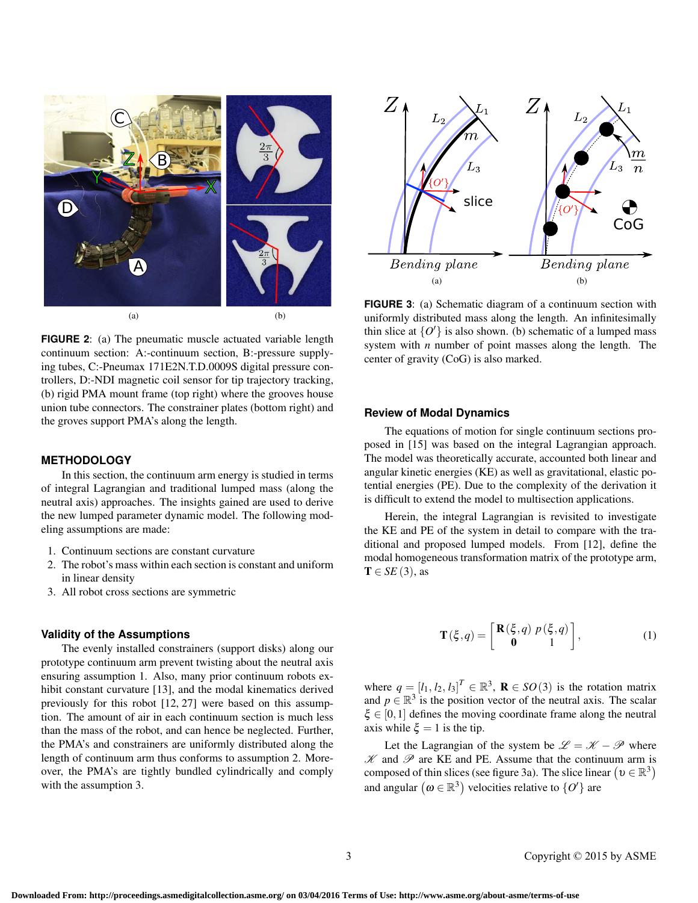**FIGURE 2**: (a) The pneumatic muscle actuated variable length continuum section: A:-continuum section, B:-pressure supplying tubes, C:-Pneumax 171E2N.T.D.0009S digital pressure controllers, D:-NDI magnetic coil sensor for tip trajectory tracking, (b) rigid PMA mount frame (top right) where the grooves house union tube connectors. The constrainer plates (bottom right) and the groves support PMA's along the length.

## METHODOLOGY

In this section, the continuum arm energy is studied in terms of integral Lagrangian and traditional lumped mass (along the neutral axis) approaches. The insights gained are used to derive the new lumped parameter dynamic model. The following modeling assumptions are made:

1. Continuum sections are constant curvature
2. The robot's mass within each section is constant and uniform in linear density
3. All robot cross sections are symmetric

### Validity of the Assumptions

The evenly installed constrainers (support disks) along our prototype continuum arm prevent twisting about the neutral axis ensuring assumption 1. Also, many prior continuum robots exhibit constant curvature [13], and the modal kinematics derived previously for this robot [12, 27] were based on this assumption. The amount of air in each continuum section is much less than the mass of the robot, and can hence be neglected. Further, the PMA's and constrainers are uniformly distributed along the length of continuum arm thus conforms to assumption 2. Moreover, the PMA's are tightly bundled cylindrically and comply with the assumption 3.

**FIGURE 3**: (a) Schematic diagram of a continuum section with uniformly distributed mass along the length. An infinitesimally thin slice at $\{O'\}$ is also shown. (b) schematic of a lumped mass system with $n$ number of point masses along the length. The center of gravity (CoG) is also marked.

### Review of Modal Dynamics

The equations of motion for single continuum sections proposed in [15] was based on the integral Lagrangian approach. The model was theoretically accurate, accounted both linear and angular kinetic energies (KE) as well as gravitational, elastic potential energies (PE). Due to the complexity of the derivation it is difficult to extend the model to multisection applications.

Herein, the integral Lagrangian is revisited to investigate the KE and PE of the system in detail to compare with the traditional and proposed lumped models. From [12], define the modal homogeneous transformation matrix of the prototype arm, $\mathbf{T} \in SE(3)$, as

$$\mathbf{T}(\xi,q) = \begin{bmatrix} \mathbf{R}(\xi,q) & p(\xi,q) \\ \mathbf{0} & 1 \end{bmatrix}, \tag{1}$$

where $q = [l_1, l_2, l_3]^T \in \mathbb{R}^3$, $\mathbf{R} \in SO(3)$ is the rotation matrix and $p \in \mathbb{R}^3$ is the position vector of the neutral axis. The scalar $\xi \in [0,1]$ defines the moving coordinate frame along the neutral axis while $\xi = 1$ is the tip.

Let the Lagrangian of the system be $\mathscr{L} = \mathscr{K} - \mathscr{P}$ where $\mathscr{K}$ and $\mathscr{P}$ are KE and PE. Assume that the continuum arm is composed of thin slices (see figure 3a). The slice linear $\left(\upsilon \in \mathbb{R}^3\right)$ and angular $\left(\omega \in \mathbb{R}^3\right)$ velocities relative to $\{O'\}$ are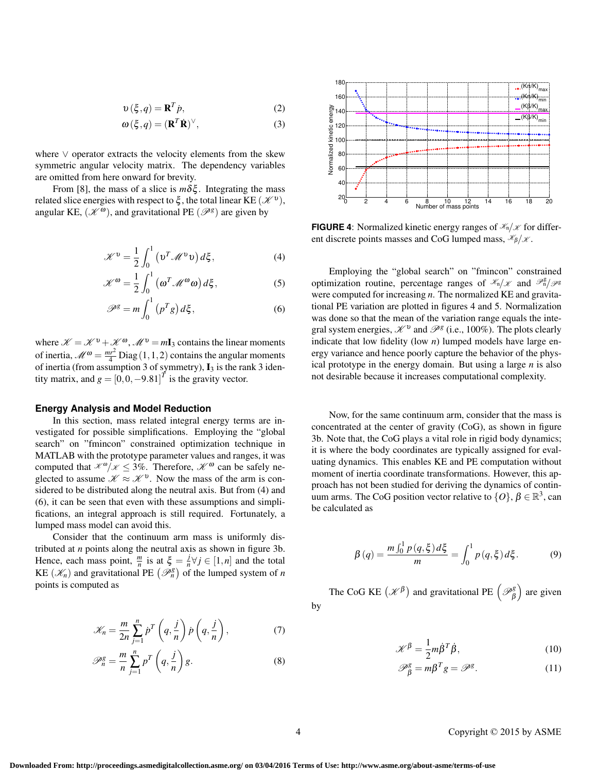$$\upsilon(\xi, q) = \mathbf{R}^T \dot{p}, \tag{2}$$

$$\omega(\xi, q) = (\mathbf{R}^T \dot{\mathbf{R}})^{\vee}, \tag{3}$$

where $\vee$ operator extracts the velocity elements from the skew symmetric angular velocity matrix. The dependency variables are omitted from here onward for brevity.

From [8], the mass of a slice is $m\delta\xi$. Integrating the mass related slice energies with respect to $\xi$, the total linear KE ($\mathscr{K}^{\upsilon}$), angular KE, ($\mathscr{K}^{\omega}$), and gravitational PE ($\mathscr{P}^{g}$) are given by

$$\mathscr{K}^{\upsilon} = \frac{1}{2}\int_0^1 \left(\upsilon^T \mathscr{M}^{\upsilon} \upsilon\right) d\xi, \tag{4}$$

$$\mathscr{K}^{\omega} = \frac{1}{2}\int_0^1 \left(\omega^T \mathscr{M}^{\omega} \omega\right) d\xi, \tag{5}$$

$$\mathscr{P}^{g} = m\int_0^1 \left(p^T g\right) d\xi, \tag{6}$$

where $\mathscr{K} = \mathscr{K}^{\upsilon} + \mathscr{K}^{\omega}$, $\mathscr{M}^{\upsilon} = m\mathbf{I}_3$ contains the linear moments of inertia, $\mathscr{M}^{\omega} = \frac{mr^2}{4}\,\text{Diag}(1,1,2)$ contains the angular moments of inertia (from assumption 3 of symmetry), $\mathbf{I}_3$ is the rank 3 identity matrix, and $g = [0, 0, -9.81]^T$ is the gravity vector.

### Energy Analysis and Model Reduction

In this section, mass related integral energy terms are investigated for possible simplifications. Employing the "global search" on "fmincon" constrained optimization technique in MATLAB with the prototype parameter values and ranges, it was computed that $\mathscr{K}^{\omega}/\mathscr{K} \leq 3\%$. Therefore, $\mathscr{K}^{\omega}$ can be safely neglected to assume $\mathscr{K} \approx \mathscr{K}^{\upsilon}$. Now the mass of the arm is considered to be distributed along the neutral axis. But from (4) and (6), it can be seen that even with these assumptions and simplifications, an integral approach is still required. Fortunately, a lumped mass model can avoid this.

Consider that the continuum arm mass is uniformly distributed at $n$ points along the neutral axis as shown in figure 3b. Hence, each mass point, $\frac{m}{n}$ is at $\xi = \frac{j}{n} \forall j \in [1, n]$ and the total KE ($\mathscr{K}_n$) and gravitational PE $\left(\mathscr{P}_n^g\right)$ of the lumped system of $n$ points is computed as

$$\mathscr{K}_n = \frac{m}{2n}\sum_{j=1}^{n} \dot{p}^T\left(q, \frac{j}{n}\right)\dot{p}\left(q, \frac{j}{n}\right), \tag{7}$$

$$\mathscr{P}_n^g = \frac{m}{n}\sum_{j=1}^{n} p^T\left(q, \frac{j}{n}\right) g. \tag{8}$$

**FIGURE 4**: Normalized kinetic energy ranges of $\mathscr{K}_n/\mathscr{K}$ for different discrete points masses and CoG lumped mass, $\mathscr{K}_\beta/\mathscr{K}$.

Employing the "global search" on "fmincon" constrained optimization routine, percentage ranges of $\mathscr{K}_n/\mathscr{K}$ and $\mathscr{P}_n^g/\mathscr{P}^g$ were computed for increasing $n$. The normalized KE and gravitational PE variation are plotted in figures 4 and 5. Normalization was done so that the mean of the variation range equals the integral system energies, $\mathscr{K}^{\upsilon}$ and $\mathscr{P}^g$ (i.e., 100%). The plots clearly indicate that low fidelity (low $n$) lumped models have large energy variance and hence poorly capture the behavior of the physical prototype in the energy domain. But using a large $n$ is also not desirable because it increases computational complexity.

Now, for the same continuum arm, consider that the mass is concentrated at the center of gravity (CoG), as shown in figure 3b. Note that, the CoG plays a vital role in rigid body dynamics; it is where the body coordinates are typically assigned for evaluating dynamics. This enables KE and PE computation without moment of inertia coordinate transformations. However, this approach has not been studied for deriving the dynamics of continuum arms. The CoG position vector relative to $\{O\}$, $\beta \in \mathbb{R}^3$, can be calculated as

$$\beta(q) = \frac{m\int_0^1 p(q,\xi)\, d\xi}{m} = \int_0^1 p(q,\xi)\, d\xi. \tag{9}$$

The CoG KE $\left(\mathscr{K}^{\beta}\right)$ and gravitational PE $\left(\mathscr{P}_{\beta}^{g}\right)$ are given by

$$\mathscr{K}^{\beta} = \frac{1}{2}m\dot{\beta}^T\dot{\beta}, \tag{10}$$

$$\mathscr{P}_{\beta}^{g} = m\beta^T g = \mathscr{P}^g. \tag{11}$$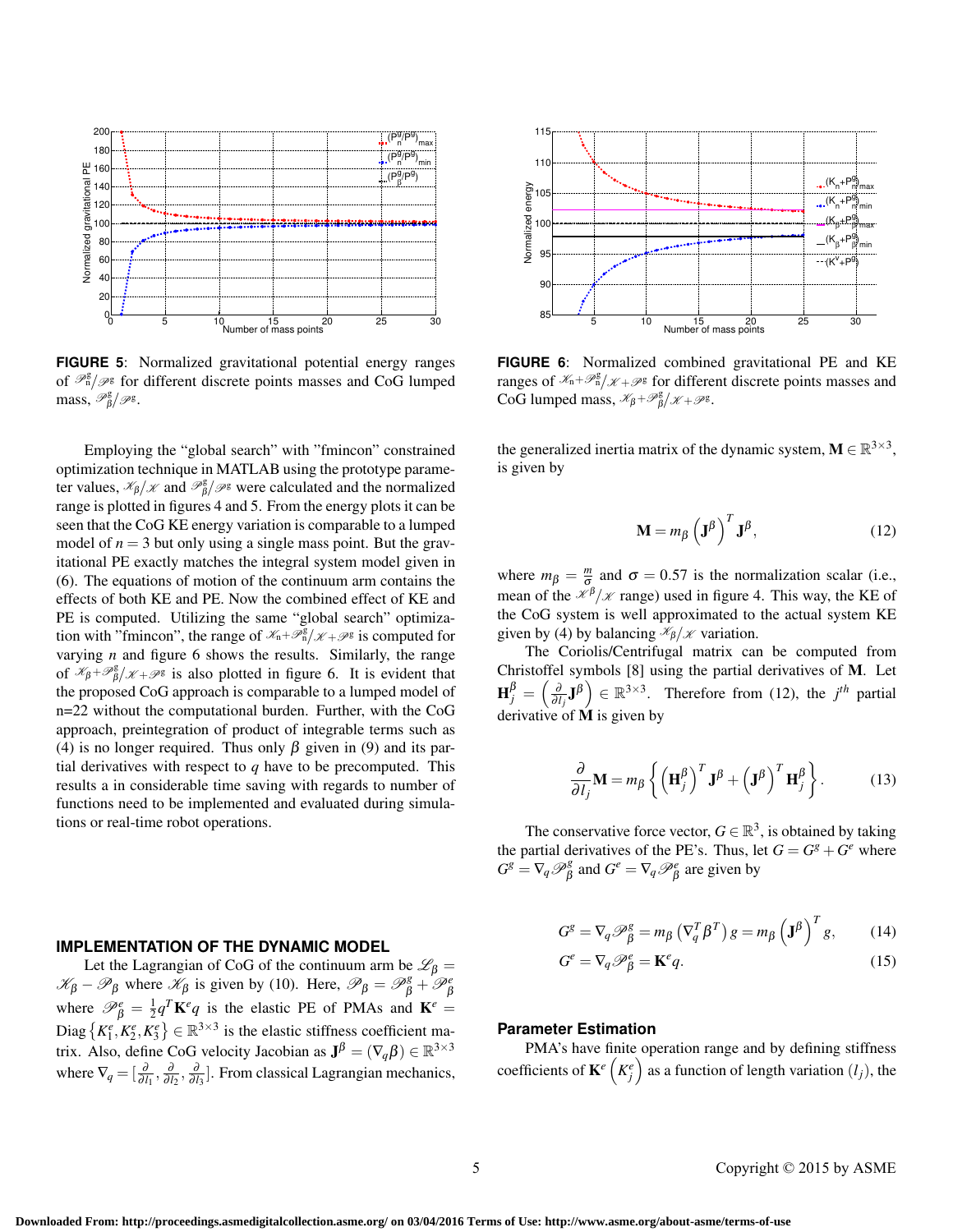**FIGURE 5**: Normalized gravitational potential energy ranges of $\mathscr{P}_n^g/\mathscr{P}^g$ for different discrete points masses and CoG lumped mass, $\mathscr{P}_\beta^g/\mathscr{P}^g$.

**FIGURE 6**: Normalized combined gravitational PE and KE ranges of $\mathscr{K}_n+\mathscr{P}_n^g/\mathscr{K}+\mathscr{P}^g$ for different discrete points masses and CoG lumped mass, $\mathscr{K}_\beta+\mathscr{P}_\beta^g/\mathscr{K}+\mathscr{P}^g$.

Employing the "global search" with "fmincon" constrained optimization technique in MATLAB using the prototype parameter values, $\mathscr{K}_\beta/\mathscr{K}$ and $\mathscr{P}_\beta^g/\mathscr{P}^g$ were calculated and the normalized range is plotted in figures 4 and 5. From the energy plots it can be seen that the CoG KE energy variation is comparable to a lumped model of $n = 3$ but only using a single mass point. But the gravitational PE exactly matches the integral system model given in (6). The equations of motion of the continuum arm contains the effects of both KE and PE. Now the combined effect of KE and PE is computed. Utilizing the same "global search" optimization with "fmincon", the range of $\mathscr{K}_n+\mathscr{P}_n^g/\mathscr{K}+\mathscr{P}^g$ is computed for varying $n$ and figure 6 shows the results. Similarly, the range of $\mathscr{K}_\beta+\mathscr{P}_\beta^g/\mathscr{K}+\mathscr{P}^g$ is also plotted in figure 6. It is evident that the proposed CoG approach is comparable to a lumped model of n=22 without the computational burden. Further, with the CoG approach, preintegration of product of integrable terms such as (4) is no longer required. Thus only $\beta$ given in (9) and its partial derivatives with respect to $q$ have to be precomputed. This results a in considerable time saving with regards to number of functions need to be implemented and evaluated during simulations or real-time robot operations.

## IMPLEMENTATION OF THE DYNAMIC MODEL

Let the Lagrangian of CoG of the continuum arm be $\mathscr{L}_\beta = \mathscr{K}_\beta - \mathscr{P}_\beta$ where $\mathscr{K}_\beta$ is given by (10). Here, $\mathscr{P}_\beta = \mathscr{P}_\beta^g + \mathscr{P}_\beta^e$ where $\mathscr{P}_\beta^e = \frac{1}{2}q^T\mathbf{K}^e q$ is the elastic PE of PMAs and $\mathbf{K}^e = \text{Diag}\left\{K_1^e, K_2^e, K_3^e\right\} \in \mathbb{R}^{3\times 3}$ is the elastic stiffness coefficient matrix. Also, define CoG velocity Jacobian as $\mathbf{J}^\beta = (\nabla_q \beta) \in \mathbb{R}^{3\times 3}$ where $\nabla_q = [\frac{\partial}{\partial l_1}, \frac{\partial}{\partial l_2}, \frac{\partial}{\partial l_3}]$. From classical Lagrangian mechanics, the generalized inertia matrix of the dynamic system, $\mathbf{M} \in \mathbb{R}^{3\times 3}$, is given by

$$\mathbf{M} = m_\beta \left(\mathbf{J}^\beta\right)^T \mathbf{J}^\beta, \tag{12}$$

where $m_\beta = \frac{m}{\sigma}$ and $\sigma = 0.57$ is the normalization scalar (i.e., mean of the $\mathscr{K}^\beta/\mathscr{K}$ range) used in figure 4. This way, the KE of the CoG system is well approximated to the actual system KE given by (4) by balancing $\mathscr{K}_\beta/\mathscr{K}$ variation.

The Coriolis/Centrifugal matrix can be computed from Christoffel symbols [8] using the partial derivatives of $\mathbf{M}$. Let $\mathbf{H}_j^\beta = \left(\frac{\partial}{\partial l_j}\mathbf{J}^\beta\right) \in \mathbb{R}^{3\times 3}$. Therefore from (12), the $j^{th}$ partial derivative of $\mathbf{M}$ is given by

$$\frac{\partial}{\partial l_j}\mathbf{M} = m_\beta \left\{ \left(\mathbf{H}_j^\beta\right)^T \mathbf{J}^\beta + \left(\mathbf{J}^\beta\right)^T \mathbf{H}_j^\beta \right\}. \tag{13}$$

The conservative force vector, $G \in \mathbb{R}^3$, is obtained by taking the partial derivatives of the PE's. Thus, let $G = G^g + G^e$ where $G^g = \nabla_q \mathscr{P}_\beta^g$ and $G^e = \nabla_q \mathscr{P}_\beta^e$ are given by

$$G^g = \nabla_q \mathscr{P}_\beta^g = m_\beta \left(\nabla_q^T \beta^T\right) g = m_\beta \left(\mathbf{J}^\beta\right)^T g, \tag{14}$$

$$G^e = \nabla_q \mathscr{P}_\beta^e = \mathbf{K}^e q. \tag{15}$$

### Parameter Estimation

PMA's have finite operation range and by defining stiffness coefficients of $\mathbf{K}^e$ $\left(K_j^e\right)$ as a function of length variation $(l_j)$, the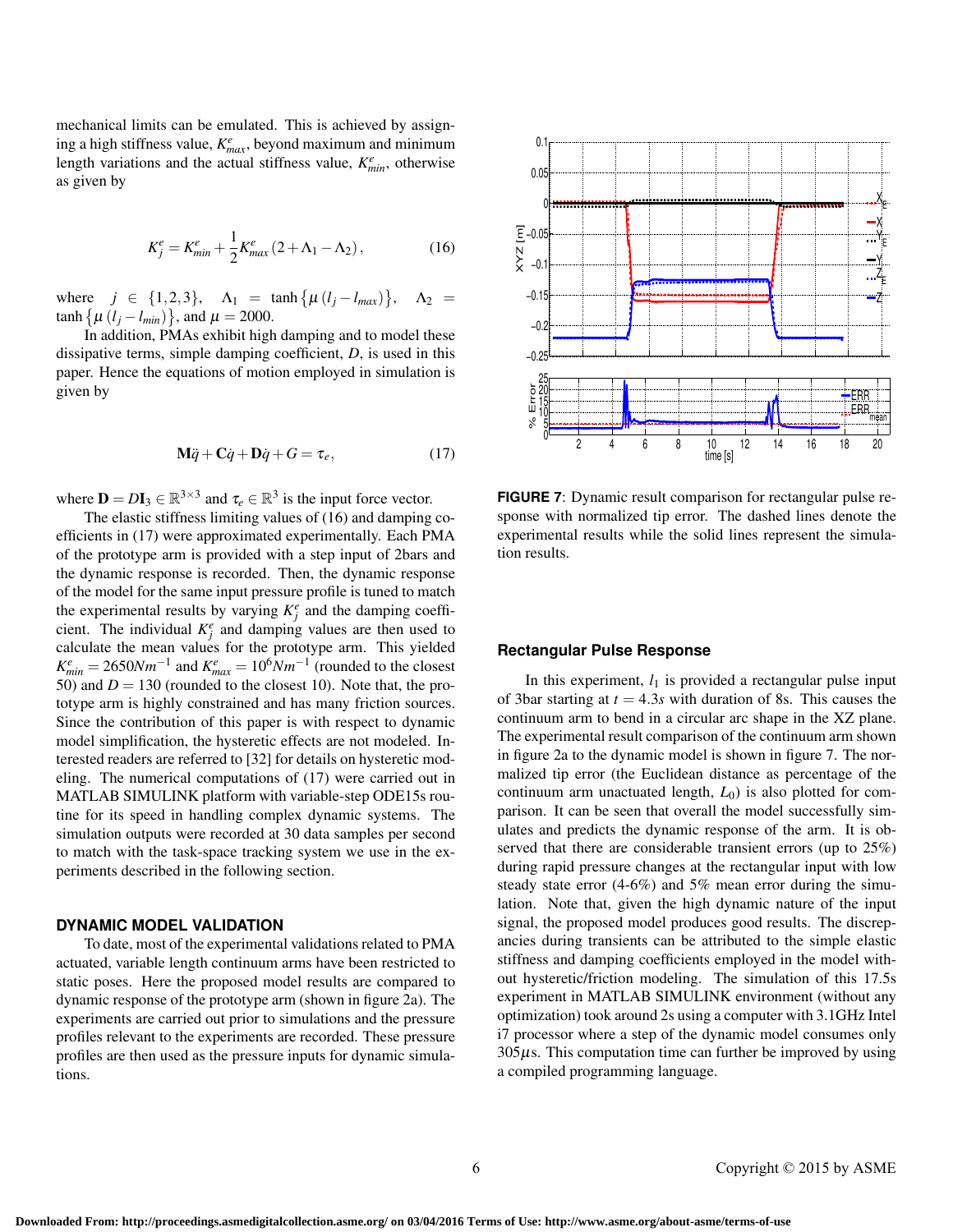mechanical limits can be emulated. This is achieved by assigning a high stiffness value, $K^e_{max}$, beyond maximum and minimum length variations and the actual stiffness value, $K^e_{min}$, otherwise as given by

$$K^e_j = K^e_{min} + \frac{1}{2}K^e_{max}\left(2 + \Lambda_1 - \Lambda_2\right), \tag{16}$$

where $j \in \{1,2,3\}$, $\Lambda_1 = \tanh\{\mu\,(l_j - l_{max})\}$, $\Lambda_2 = \tanh\{\mu\,(l_j - l_{min})\}$, and $\mu = 2000$.

In addition, PMAs exhibit high damping and to model these dissipative terms, simple damping coefficient, $D$, is used in this paper. Hence the equations of motion employed in simulation is given by

$$\mathbf{M}\ddot{q} + \mathbf{C}\dot{q} + \mathbf{D}\dot{q} + G = \tau_e, \tag{17}$$

where $\mathbf{D} = D\mathbf{I}_3 \in \mathbb{R}^{3\times 3}$ and $\tau_e \in \mathbb{R}^3$ is the input force vector.

The elastic stiffness limiting values of (16) and damping coefficients in (17) were approximated experimentally. Each PMA of the prototype arm is provided with a step input of 2bars and the dynamic response is recorded. Then, the dynamic response of the model for the same input pressure profile is tuned to match the experimental results by varying $K^e_j$ and the damping coefficient. The individual $K^e_j$ and damping values are then used to calculate the mean values for the prototype arm. This yielded $K^e_{min} = 2650Nm^{-1}$ and $K^e_{max} = 10^6Nm^{-1}$ (rounded to the closest 50) and $D = 130$ (rounded to the closest 10). Note that, the prototype arm is highly constrained and has many friction sources. Since the contribution of this paper is with respect to dynamic model simplification, the hysteretic effects are not modeled. Interested readers are referred to [32] for details on hysteretic modeling. The numerical computations of (17) were carried out in MATLAB SIMULINK platform with variable-step ODE15s routine for its speed in handling complex dynamic systems. The simulation outputs were recorded at 30 data samples per second to match with the task-space tracking system we use in the experiments described in the following section.

## DYNAMIC MODEL VALIDATION

To date, most of the experimental validations related to PMA actuated, variable length continuum arms have been restricted to static poses. Here the proposed model results are compared to dynamic response of the prototype arm (shown in figure 2a). The experiments are carried out prior to simulations and the pressure profiles relevant to the experiments are recorded. These pressure profiles are then used as the pressure inputs for dynamic simulations.

**FIGURE 7**: Dynamic result comparison for rectangular pulse response with normalized tip error. The dashed lines denote the experimental results while the solid lines represent the simulation results.

### Rectangular Pulse Response

In this experiment, $l_1$ is provided a rectangular pulse input of 3bar starting at $t = 4.3s$ with duration of 8s. This causes the continuum arm to bend in a circular arc shape in the XZ plane. The experimental result comparison of the continuum arm shown in figure 2a to the dynamic model is shown in figure 7. The normalized tip error (the Euclidean distance as percentage of the continuum arm unactuated length, $L_0$) is also plotted for comparison. It can be seen that overall the model successfully simulates and predicts the dynamic response of the arm. It is observed that there are considerable transient errors (up to 25%) during rapid pressure changes at the rectangular input with low steady state error (4-6%) and 5% mean error during the simulation. Note that, given the high dynamic nature of the input signal, the proposed model produces good results. The discrepancies during transients can be attributed to the simple elastic stiffness and damping coefficients employed in the model without hysteretic/friction modeling. The simulation of this 17.5s experiment in MATLAB SIMULINK environment (without any optimization) took around 2s using a computer with 3.1GHz Intel i7 processor where a step of the dynamic model consumes only $305\mu s$. This computation time can further be improved by using a compiled programming language.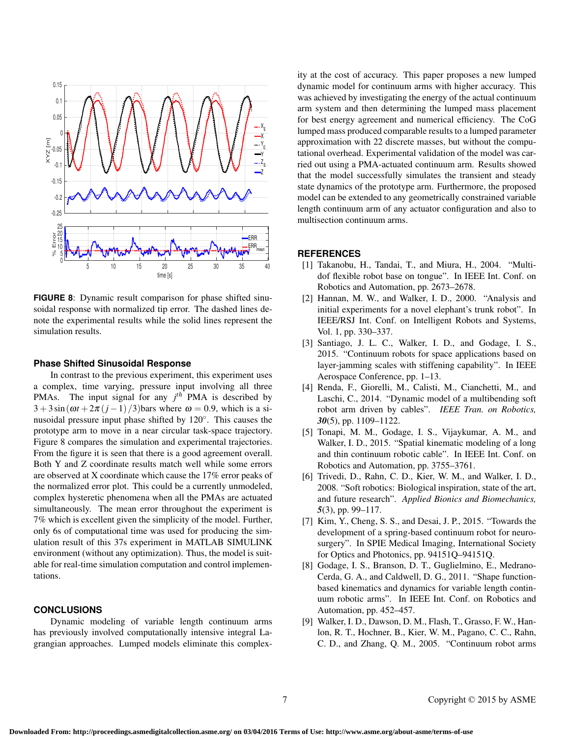**FIGURE 8**: Dynamic result comparison for phase shifted sinusoidal response with normalized tip error. The dashed lines denote the experimental results while the solid lines represent the simulation results.

### Phase Shifted Sinusoidal Response

In contrast to the previous experiment, this experiment uses a complex, time varying, pressure input involving all three PMAs. The input signal for any $j^{th}$ PMA is described by $3+3\sin(\omega t + 2\pi(j-1)/3)$bars where $\omega = 0.9$, which is a sinusoidal pressure input phase shifted by 120°. This causes the prototype arm to move in a near circular task-space trajectory. Figure 8 compares the simulation and experimental trajectories. From the figure it is seen that there is a good agreement overall. Both Y and Z coordinate results match well while some errors are observed at X coordinate which cause the 17% error peaks of the normalized error plot. This could be a currently unmodeled, complex hysteretic phenomena when all the PMAs are actuated simultaneously. The mean error throughout the experiment is 7% which is excellent given the simplicity of the model. Further, only 6s of computational time was used for producing the simulation result of this 37s experiment in MATLAB SIMULINK environment (without any optimization). Thus, the model is suitable for real-time simulation computation and control implementations.

## CONCLUSIONS

Dynamic modeling of variable length continuum arms has previously involved computationally intensive integral Lagrangian approaches. Lumped models eliminate this complexity at the cost of accuracy. This paper proposes a new lumped dynamic model for continuum arms with higher accuracy. This was achieved by investigating the energy of the actual continuum arm system and then determining the lumped mass placement for best energy agreement and numerical efficiency. The CoG lumped mass produced comparable results to a lumped parameter approximation with 22 discrete masses, but without the computational overhead. Experimental validation of the model was carried out using a PMA-actuated continuum arm. Results showed that the model successfully simulates the transient and steady state dynamics of the prototype arm. Furthermore, the proposed model can be extended to any geometrically constrained variable length continuum arm of any actuator configuration and also to multisection continuum arms.

## REFERENCES

[1] Takanobu, H., Tandai, T., and Miura, H., 2004. "Multi-dof flexible robot base on tongue". In IEEE Int. Conf. on Robotics and Automation, pp. 2673–2678.

[2] Hannan, M. W., and Walker, I. D., 2000. "Analysis and initial experiments for a novel elephant's trunk robot". In IEEE/RSJ Int. Conf. on Intelligent Robots and Systems, Vol. 1, pp. 330–337.

[3] Santiago, J. L. C., Walker, I. D., and Godage, I. S., 2015. "Continuum robots for space applications based on layer-jamming scales with stiffening capability". In IEEE Aerospace Conference, pp. 1–13.

[4] Renda, F., Giorelli, M., Calisti, M., Cianchetti, M., and Laschi, C., 2014. "Dynamic model of a multibending soft robot arm driven by cables". *IEEE Tran. on Robotics,* ***30***(5), pp. 1109–1122.

[5] Tonapi, M. M., Godage, I. S., Vijaykumar, A. M., and Walker, I. D., 2015. "Spatial kinematic modeling of a long and thin continuum robotic cable". In IEEE Int. Conf. on Robotics and Automation, pp. 3755–3761.

[6] Trivedi, D., Rahn, C. D., Kier, W. M., and Walker, I. D., 2008. "Soft robotics: Biological inspiration, state of the art, and future research". *Applied Bionics and Biomechanics,* ***5***(3), pp. 99–117.

[7] Kim, Y., Cheng, S. S., and Desai, J. P., 2015. "Towards the development of a spring-based continuum robot for neurosurgery". In SPIE Medical Imaging, International Society for Optics and Photonics, pp. 94151Q–94151Q.

[8] Godage, I. S., Branson, D. T., Guglielmino, E., Medrano-Cerda, G. A., and Caldwell, D. G., 2011. "Shape function-based kinematics and dynamics for variable length continuum robotic arms". In IEEE Int. Conf. on Robotics and Automation, pp. 452–457.

[9] Walker, I. D., Dawson, D. M., Flash, T., Grasso, F. W., Hanlon, R. T., Hochner, B., Kier, W. M., Pagano, C. C., Rahn, C. D., and Zhang, Q. M., 2005. "Continuum robot arms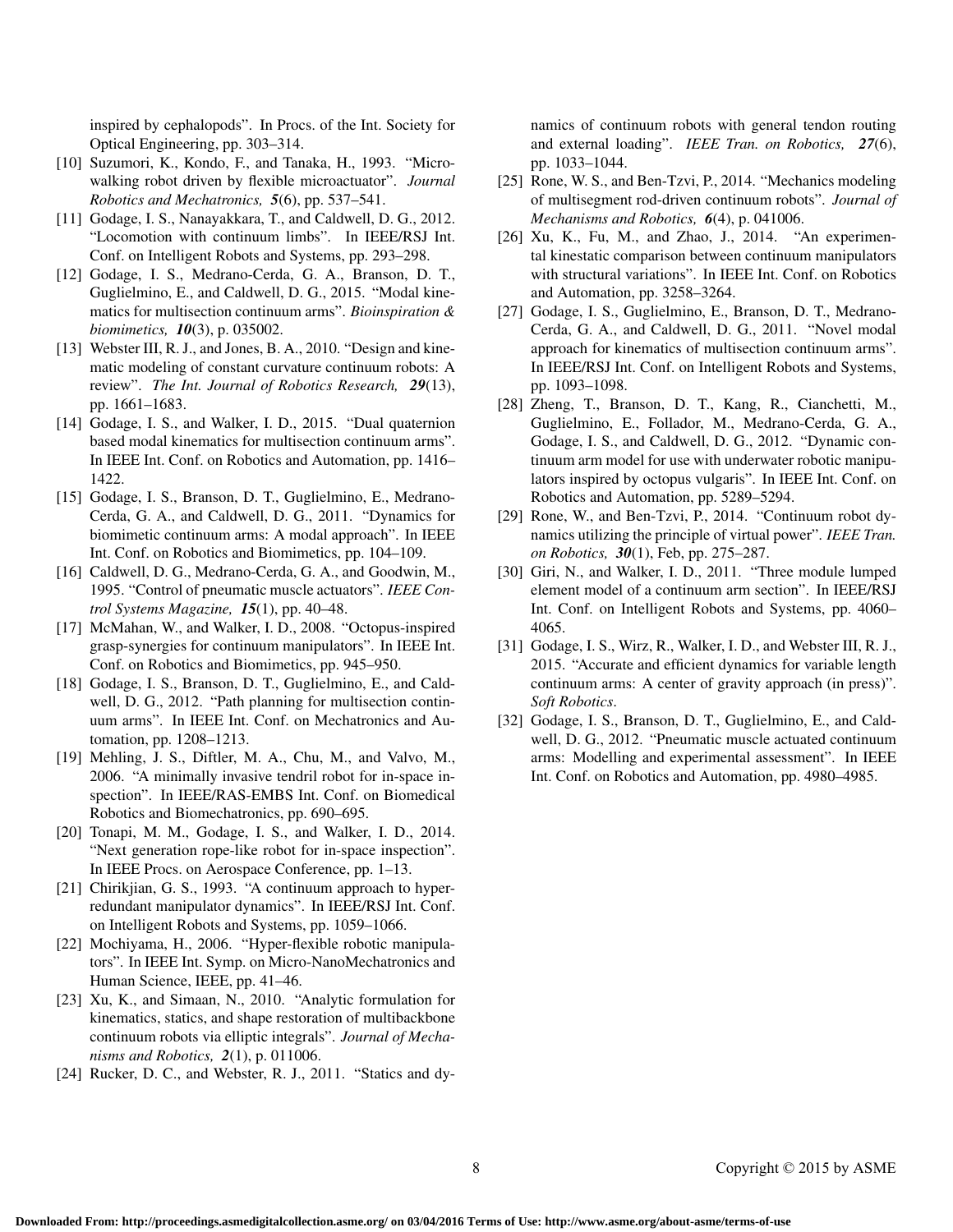inspired by cephalopods". In Procs. of the Int. Society for Optical Engineering, pp. 303–314.

[10] Suzumori, K., Kondo, F., and Tanaka, H., 1993. "Micro-walking robot driven by flexible microactuator". *Journal Robotics and Mechatronics,* ***5***(6), pp. 537–541.

[11] Godage, I. S., Nanayakkara, T., and Caldwell, D. G., 2012. "Locomotion with continuum limbs". In IEEE/RSJ Int. Conf. on Intelligent Robots and Systems, pp. 293–298.

[12] Godage, I. S., Medrano-Cerda, G. A., Branson, D. T., Guglielmino, E., and Caldwell, D. G., 2015. "Modal kinematics for multisection continuum arms". *Bioinspiration & biomimetics,* ***10***(3), p. 035002.

[13] Webster III, R. J., and Jones, B. A., 2010. "Design and kinematic modeling of constant curvature continuum robots: A review". *The Int. Journal of Robotics Research,* ***29***(13), pp. 1661–1683.

[14] Godage, I. S., and Walker, I. D., 2015. "Dual quaternion based modal kinematics for multisection continuum arms". In IEEE Int. Conf. on Robotics and Automation, pp. 1416–1422.

[15] Godage, I. S., Branson, D. T., Guglielmino, E., Medrano-Cerda, G. A., and Caldwell, D. G., 2011. "Dynamics for biomimetic continuum arms: A modal approach". In IEEE Int. Conf. on Robotics and Biomimetics, pp. 104–109.

[16] Caldwell, D. G., Medrano-Cerda, G. A., and Goodwin, M., 1995. "Control of pneumatic muscle actuators". *IEEE Control Systems Magazine,* ***15***(1), pp. 40–48.

[17] McMahan, W., and Walker, I. D., 2008. "Octopus-inspired grasp-synergies for continuum manipulators". In IEEE Int. Conf. on Robotics and Biomimetics, pp. 945–950.

[18] Godage, I. S., Branson, D. T., Guglielmino, E., and Caldwell, D. G., 2012. "Path planning for multisection continuum arms". In IEEE Int. Conf. on Mechatronics and Automation, pp. 1208–1213.

[19] Mehling, J. S., Diftler, M. A., Chu, M., and Valvo, M., 2006. "A minimally invasive tendril robot for in-space inspection". In IEEE/RAS-EMBS Int. Conf. on Biomedical Robotics and Biomechatronics, pp. 690–695.

[20] Tonapi, M. M., Godage, I. S., and Walker, I. D., 2014. "Next generation rope-like robot for in-space inspection". In IEEE Procs. on Aerospace Conference, pp. 1–13.

[21] Chirikjian, G. S., 1993. "A continuum approach to hyper-redundant manipulator dynamics". In IEEE/RSJ Int. Conf. on Intelligent Robots and Systems, pp. 1059–1066.

[22] Mochiyama, H., 2006. "Hyper-flexible robotic manipulators". In IEEE Int. Symp. on Micro-NanoMechatronics and Human Science, IEEE, pp. 41–46.

[23] Xu, K., and Simaan, N., 2010. "Analytic formulation for kinematics, statics, and shape restoration of multibackbone continuum robots via elliptic integrals". *Journal of Mechanisms and Robotics,* ***2***(1), p. 011006.

[24] Rucker, D. C., and Webster, R. J., 2011. "Statics and dynamics of continuum robots with general tendon routing and external loading". *IEEE Tran. on Robotics,* ***27***(6), pp. 1033–1044.

[25] Rone, W. S., and Ben-Tzvi, P., 2014. "Mechanics modeling of multisegment rod-driven continuum robots". *Journal of Mechanisms and Robotics,* ***6***(4), p. 041006.

[26] Xu, K., Fu, M., and Zhao, J., 2014. "An experimental kinestatic comparison between continuum manipulators with structural variations". In IEEE Int. Conf. on Robotics and Automation, pp. 3258–3264.

[27] Godage, I. S., Guglielmino, E., Branson, D. T., Medrano-Cerda, G. A., and Caldwell, D. G., 2011. "Novel modal approach for kinematics of multisection continuum arms". In IEEE/RSJ Int. Conf. on Intelligent Robots and Systems, pp. 1093–1098.

[28] Zheng, T., Branson, D. T., Kang, R., Cianchetti, M., Guglielmino, E., Follador, M., Medrano-Cerda, G. A., Godage, I. S., and Caldwell, D. G., 2012. "Dynamic continuum arm model for use with underwater robotic manipulators inspired by octopus vulgaris". In IEEE Int. Conf. on Robotics and Automation, pp. 5289–5294.

[29] Rone, W., and Ben-Tzvi, P., 2014. "Continuum robot dynamics utilizing the principle of virtual power". *IEEE Tran. on Robotics,* ***30***(1), Feb, pp. 275–287.

[30] Giri, N., and Walker, I. D., 2011. "Three module lumped element model of a continuum arm section". In IEEE/RSJ Int. Conf. on Intelligent Robots and Systems, pp. 4060–4065.

[31] Godage, I. S., Wirz, R., Walker, I. D., and Webster III, R. J., 2015. "Accurate and efficient dynamics for variable length continuum arms: A center of gravity approach (in press)". *Soft Robotics*.

[32] Godage, I. S., Branson, D. T., Guglielmino, E., and Caldwell, D. G., 2012. "Pneumatic muscle actuated continuum arms: Modelling and experimental assessment". In IEEE Int. Conf. on Robotics and Automation, pp. 4980–4985.